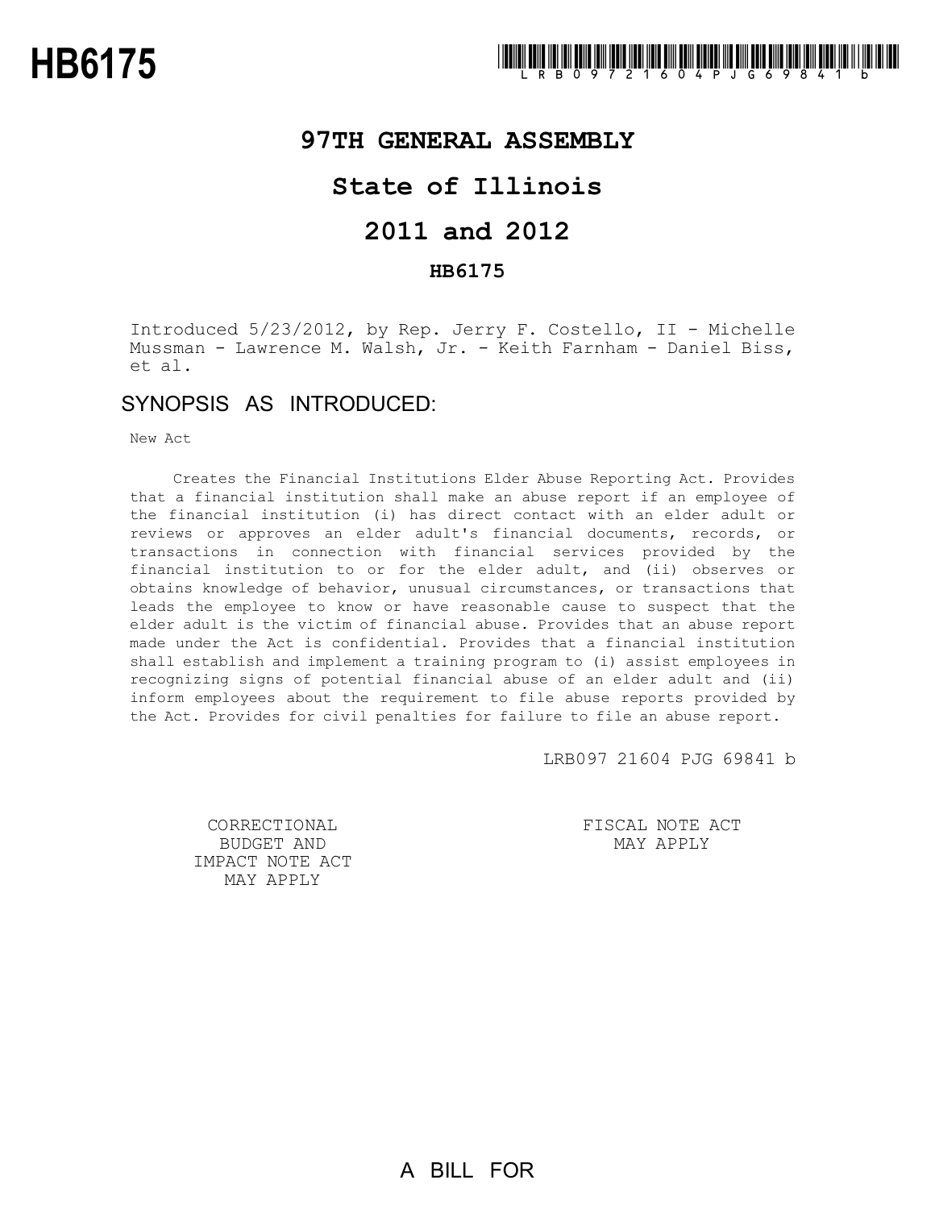# HB6175

LRB097 21604 PJG 69841 b

## 97TH GENERAL ASSEMBLY

## State of Illinois

## 2011 and 2012

### HB6175

Introduced 5/23/2012, by Rep. Jerry F. Costello, II - Michelle Mussman - Lawrence M. Walsh, Jr. - Keith Farnham - Daniel Biss, et al.

## SYNOPSIS AS INTRODUCED:

New Act

Creates the Financial Institutions Elder Abuse Reporting Act. Provides that a financial institution shall make an abuse report if an employee of the financial institution (i) has direct contact with an elder adult or reviews or approves an elder adult's financial documents, records, or transactions in connection with financial services provided by the financial institution to or for the elder adult, and (ii) observes or obtains knowledge of behavior, unusual circumstances, or transactions that leads the employee to know or have reasonable cause to suspect that the elder adult is the victim of financial abuse. Provides that an abuse report made under the Act is confidential. Provides that a financial institution shall establish and implement a training program to (i) assist employees in recognizing signs of potential financial abuse of an elder adult and (ii) inform employees about the requirement to file abuse reports provided by the Act. Provides for civil penalties for failure to file an abuse report.

LRB097 21604 PJG 69841 b

CORRECTIONAL BUDGET AND IMPACT NOTE ACT MAY APPLY

FISCAL NOTE ACT MAY APPLY

A BILL FOR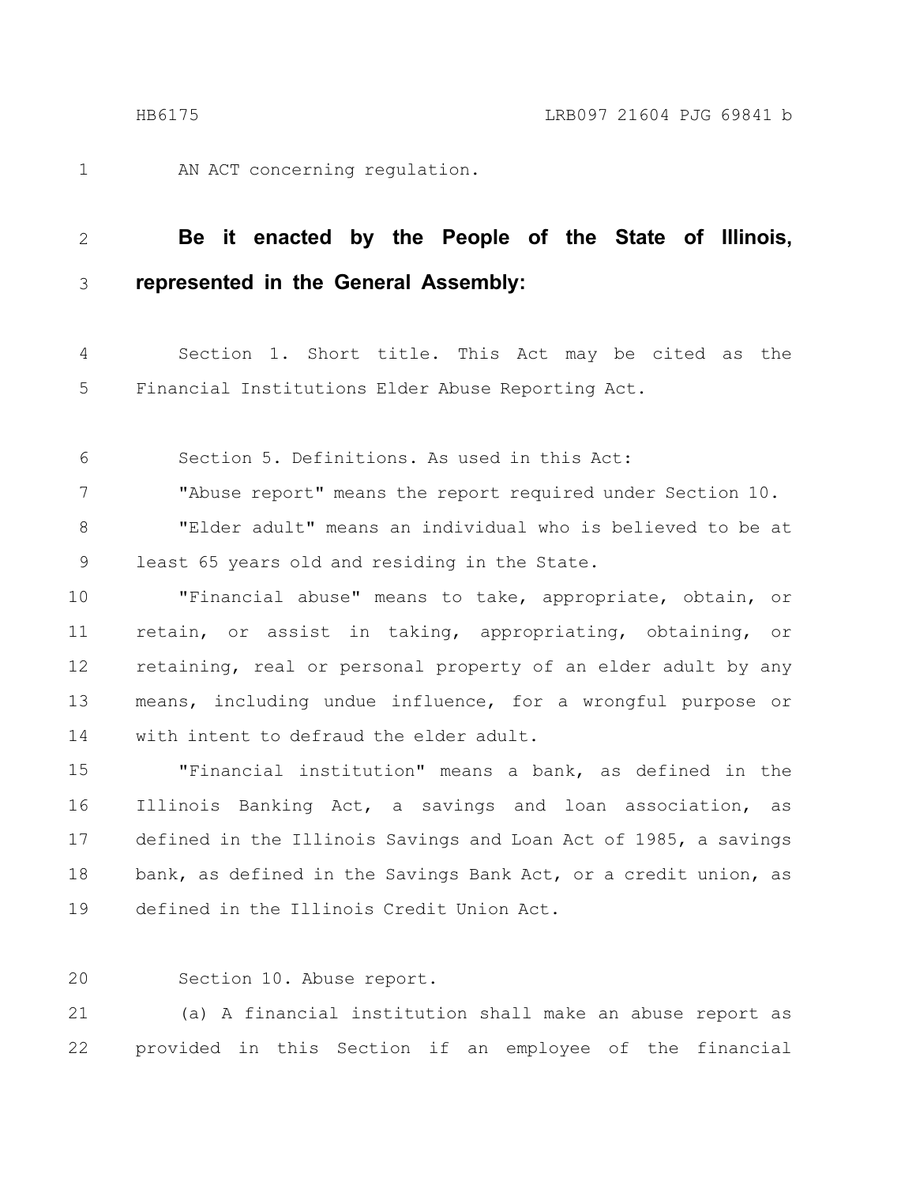AN ACT concerning regulation.

**Be it enacted by the People of the State of Illinois, represented in the General Assembly:**

Section 1. Short title. This Act may be cited as the Financial Institutions Elder Abuse Reporting Act.

Section 5. Definitions. As used in this Act:

"Abuse report" means the report required under Section 10.

"Elder adult" means an individual who is believed to be at least 65 years old and residing in the State.

"Financial abuse" means to take, appropriate, obtain, or retain, or assist in taking, appropriating, obtaining, or retaining, real or personal property of an elder adult by any means, including undue influence, for a wrongful purpose or with intent to defraud the elder adult.

"Financial institution" means a bank, as defined in the Illinois Banking Act, a savings and loan association, as defined in the Illinois Savings and Loan Act of 1985, a savings bank, as defined in the Savings Bank Act, or a credit union, as defined in the Illinois Credit Union Act.

Section 10. Abuse report.

(a) A financial institution shall make an abuse report as provided in this Section if an employee of the financial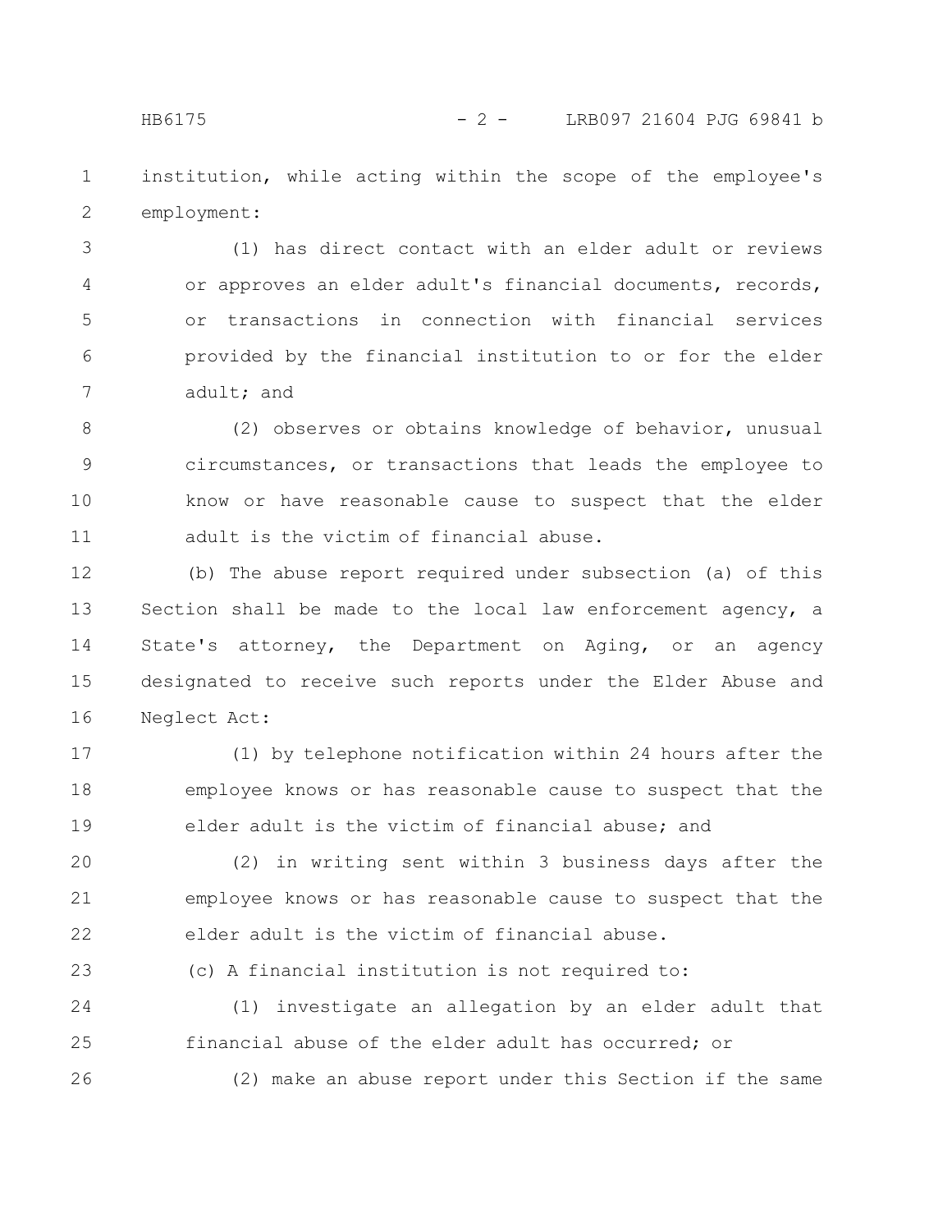institution, while acting within the scope of the employee's employment:

(1) has direct contact with an elder adult or reviews or approves an elder adult's financial documents, records, or transactions in connection with financial services provided by the financial institution to or for the elder adult; and

(2) observes or obtains knowledge of behavior, unusual circumstances, or transactions that leads the employee to know or have reasonable cause to suspect that the elder adult is the victim of financial abuse.

(b) The abuse report required under subsection (a) of this Section shall be made to the local law enforcement agency, a State's attorney, the Department on Aging, or an agency designated to receive such reports under the Elder Abuse and Neglect Act:

(1) by telephone notification within 24 hours after the employee knows or has reasonable cause to suspect that the elder adult is the victim of financial abuse; and

(2) in writing sent within 3 business days after the employee knows or has reasonable cause to suspect that the elder adult is the victim of financial abuse.

(c) A financial institution is not required to:

(1) investigate an allegation by an elder adult that financial abuse of the elder adult has occurred; or

(2) make an abuse report under this Section if the same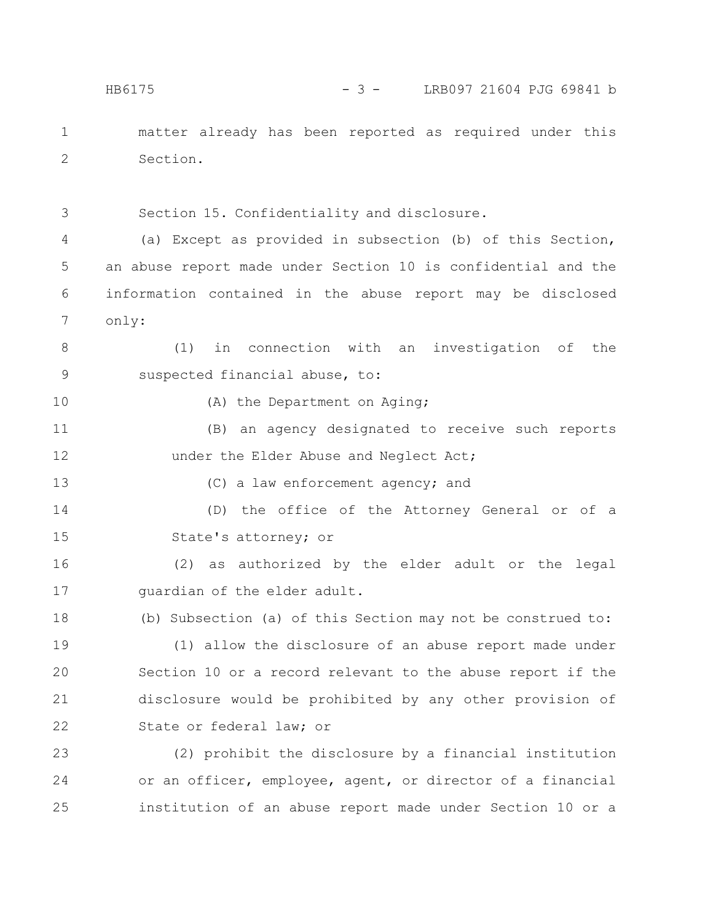matter already has been reported as required under this Section.

Section 15. Confidentiality and disclosure.

(a) Except as provided in subsection (b) of this Section, an abuse report made under Section 10 is confidential and the information contained in the abuse report may be disclosed only:

(1) in connection with an investigation of the suspected financial abuse, to:

(A) the Department on Aging;

(B) an agency designated to receive such reports under the Elder Abuse and Neglect Act;

(C) a law enforcement agency; and

(D) the office of the Attorney General or of a State's attorney; or

(2) as authorized by the elder adult or the legal guardian of the elder adult.

(b) Subsection (a) of this Section may not be construed to:

(1) allow the disclosure of an abuse report made under Section 10 or a record relevant to the abuse report if the disclosure would be prohibited by any other provision of State or federal law; or

(2) prohibit the disclosure by a financial institution or an officer, employee, agent, or director of a financial institution of an abuse report made under Section 10 or a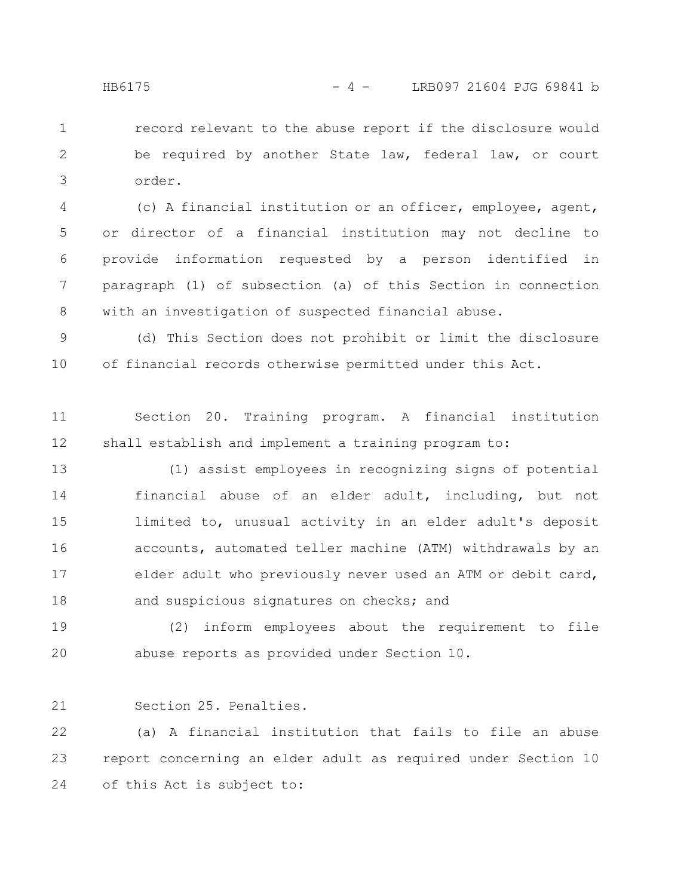record relevant to the abuse report if the disclosure would be required by another State law, federal law, or court order.

(c) A financial institution or an officer, employee, agent, or director of a financial institution may not decline to provide information requested by a person identified in paragraph (1) of subsection (a) of this Section in connection with an investigation of suspected financial abuse.

(d) This Section does not prohibit or limit the disclosure of financial records otherwise permitted under this Act.

Section 20. Training program. A financial institution shall establish and implement a training program to:

(1) assist employees in recognizing signs of potential financial abuse of an elder adult, including, but not limited to, unusual activity in an elder adult's deposit accounts, automated teller machine (ATM) withdrawals by an elder adult who previously never used an ATM or debit card, and suspicious signatures on checks; and

(2) inform employees about the requirement to file abuse reports as provided under Section 10.

Section 25. Penalties.

(a) A financial institution that fails to file an abuse report concerning an elder adult as required under Section 10 of this Act is subject to: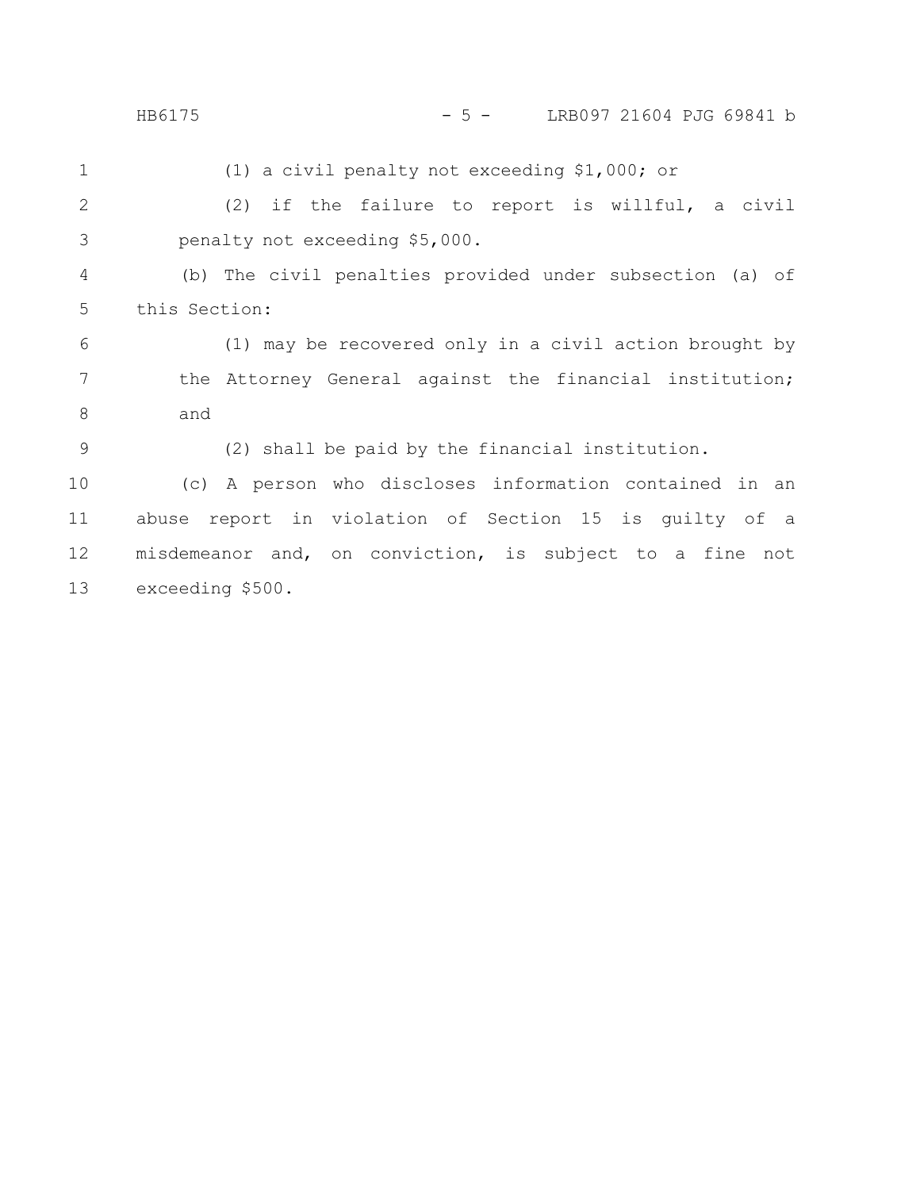(1) a civil penalty not exceeding $1,000; or

(2) if the failure to report is willful, a civil penalty not exceeding $5,000.

(b) The civil penalties provided under subsection (a) of this Section:

(1) may be recovered only in a civil action brought by the Attorney General against the financial institution; and

(2) shall be paid by the financial institution.

(c) A person who discloses information contained in an abuse report in violation of Section 15 is guilty of a misdemeanor and, on conviction, is subject to a fine not exceeding $500.